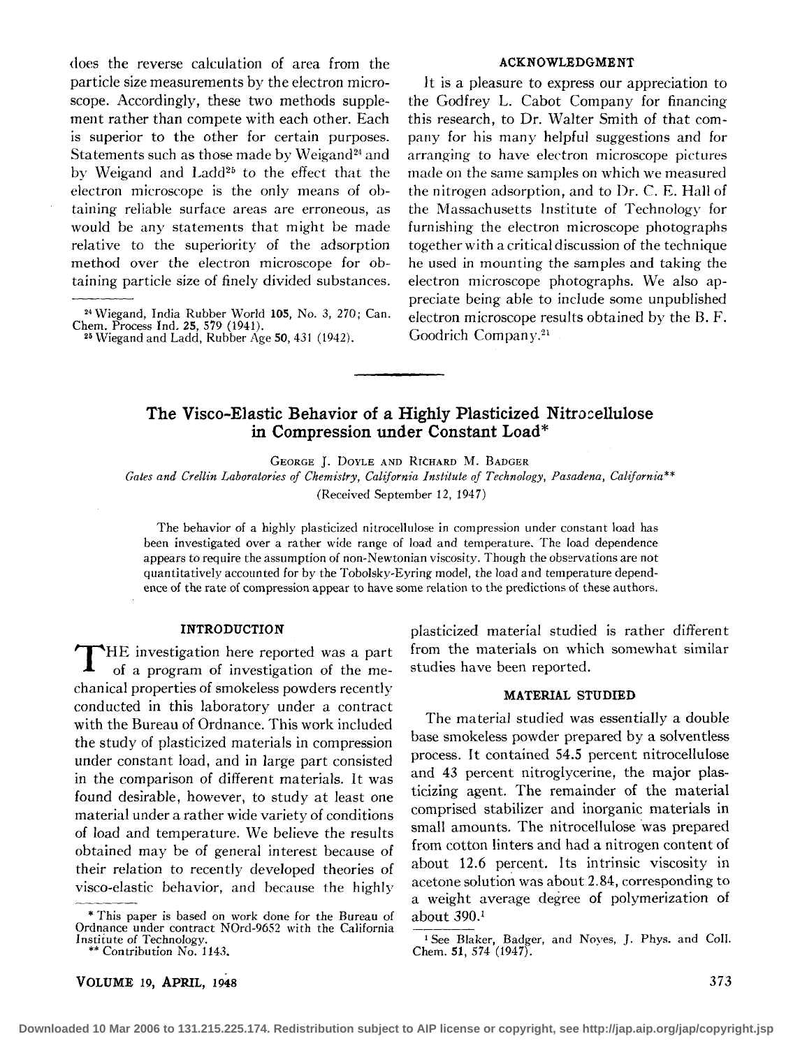does the reverse calculation of area from the particle size measurements by the electron microscope. Accordingly, these two methods supplement rather than compete with each other. Each is superior to the other for certain purposes. Statements such as those made by Weigand[24] and by Weigand and Ladd[25] to the effect that the electron microscope is the only means of obtaining reliable surface areas are erroneous, as would be any statements that might be made relative to the superiority of the adsorption method over the electron microscope for obtaining particle size of finely divided substances.

[24] Wiegand, India Rubber World **105**, No. 3, 270; Can. Chem. Process Ind. **25**, 579 (1941).

[25] Wiegand and Ladd, Rubber Age **50**, 431 (1942).

### ACKNOWLEDGMENT

It is a pleasure to express our appreciation to the Godfrey L. Cabot Company for financing this research, to Dr. Walter Smith of that company for his many helpful suggestions and for arranging to have electron microscope pictures made on the same samples on which we measured the nitrogen adsorption, and to Dr. C. E. Hall of the Massachusetts Institute of Technology for furnishing the electron microscope photographs together with a critical discussion of the technique he used in mounting the samples and taking the electron microscope photographs. We also appreciate being able to include some unpublished electron microscope results obtained by the B. F. Goodrich Company.[21]

# The Visco-Elastic Behavior of a Highly Plasticized Nitrocellulose in Compression under Constant Load*

George J. Doyle and Richard M. Badger

*Gates and Crellin Laboratories of Chemistry, California Institute of Technology, Pasadena, California***

(Received September 12, 1947)

The behavior of a highly plasticized nitrocellulose in compression under constant load has been investigated over a rather wide range of load and temperature. The load dependence appears to require the assumption of non-Newtonian viscosity. Though the observations are not quantitatively accounted for by the Tobolsky-Eyring model, the load and temperature dependence of the rate of compression appear to have some relation to the predictions of these authors.

## INTRODUCTION

The investigation here reported was a part of a program of investigation of the mechanical properties of smokeless powders recently conducted in this laboratory under a contract with the Bureau of Ordnance. This work included the study of plasticized materials in compression under constant load, and in large part consisted in the comparison of different materials. It was found desirable, however, to study at least one material under a rather wide variety of conditions of load and temperature. We believe the results obtained may be of general interest because of their relation to recently developed theories of visco-elastic behavior, and because the highly plasticized material studied is rather different from the materials on which somewhat similar studies have been reported.

## MATERIAL STUDIED

The material studied was essentially a double base smokeless powder prepared by a solventless process. It contained 54.5 percent nitrocellulose and 43 percent nitroglycerine, the major plasticizing agent. The remainder of the material comprised stabilizer and inorganic materials in small amounts. The nitrocellulose was prepared from cotton linters and had a nitrogen content of about 12.6 percent. Its intrinsic viscosity in acetone solution was about 2.84, corresponding to a weight average degree of polymerization of about 390.[1]

\* This paper is based on work done for the Bureau of Ordnance under contract NOrd-9652 with the California Institute of Technology.

\*\* Contribution No. 1143.

[1] See Blaker, Badger, and Noyes, J. Phys. and Coll. Chem. **51**, 574 (1947).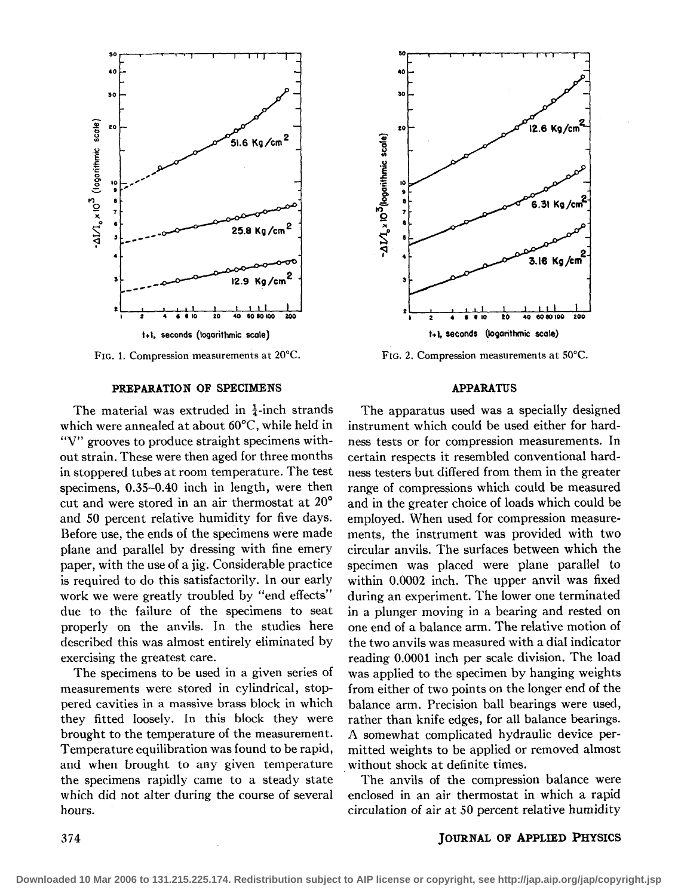FIG. 1. Compression measurements at 20°C.

FIG. 2. Compression measurements at 50°C.

## PREPARATION OF SPECIMENS

The material was extruded in $\frac{1}{4}$-inch strands which were annealed at about 60°C, while held in "V" grooves to produce straight specimens without strain. These were then aged for three months in stoppered tubes at room temperature. The test specimens, 0.35–0.40 inch in length, were then cut and were stored in an air thermostat at 20° and 50 percent relative humidity for five days. Before use, the ends of the specimens were made plane and parallel by dressing with fine emery paper, with the use of a jig. Considerable practice is required to do this satisfactorily. In our early work we were greatly troubled by "end effects" due to the failure of the specimens to seat properly on the anvils. In the studies here described this was almost entirely eliminated by exercising the greatest care.

The specimens to be used in a given series of measurements were stored in cylindrical, stoppered cavities in a massive brass block in which they fitted loosely. In this block they were brought to the temperature of the measurement. Temperature equilibration was found to be rapid, and when brought to any given temperature the specimens rapidly came to a steady state which did not alter during the course of several hours.

## APPARATUS

The apparatus used was a specially designed instrument which could be used either for hardness tests or for compression measurements. In certain respects it resembled conventional hardness testers but differed from them in the greater range of compressions which could be measured and in the greater choice of loads which could be employed. When used for compression measurements, the instrument was provided with two circular anvils. The surfaces between which the specimen was placed were plane parallel to within 0.0002 inch. The upper anvil was fixed during an experiment. The lower one terminated in a plunger moving in a bearing and rested on one end of a balance arm. The relative motion of the two anvils was measured with a dial indicator reading 0.0001 inch per scale division. The load was applied to the specimen by hanging weights from either of two points on the longer end of the balance arm. Precision ball bearings were used, rather than knife edges, for all balance bearings. A somewhat complicated hydraulic device permitted weights to be applied or removed almost without shock at definite times.

The anvils of the compression balance were enclosed in an air thermostat in which a rapid circulation of air at 50 percent relative humidity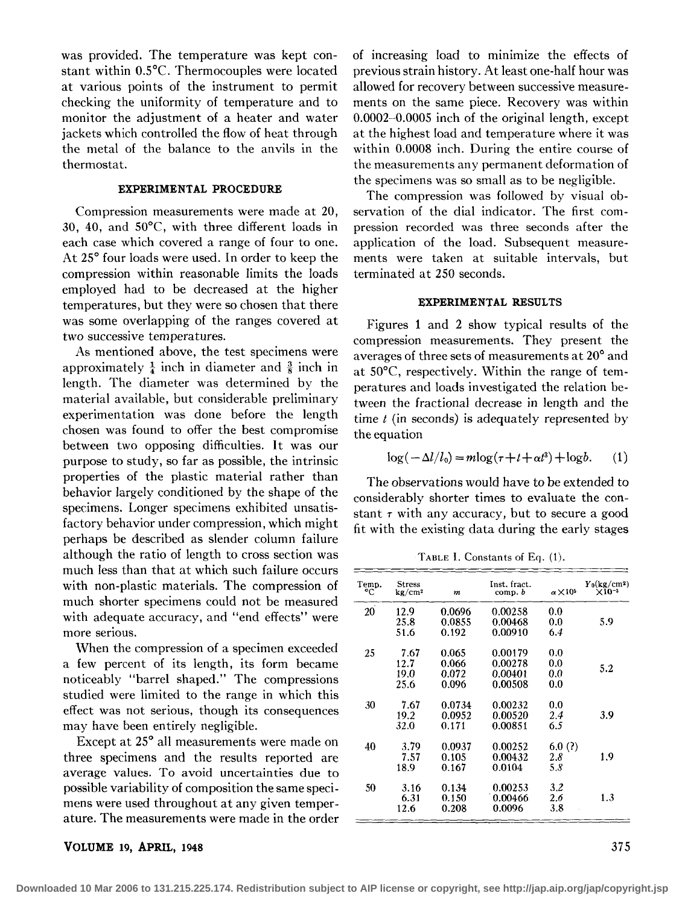was provided. The temperature was kept constant within 0.5°C. Thermocouples were located at various points of the instrument to permit checking the uniformity of temperature and to monitor the adjustment of a heater and water jackets which controlled the flow of heat through the metal of the balance to the anvils in the thermostat.

## EXPERIMENTAL PROCEDURE

Compression measurements were made at 20, 30, 40, and 50°C, with three different loads in each case which covered a range of four to one. At 25° four loads were used. In order to keep the compression within reasonable limits the loads employed had to be decreased at the higher temperatures, but they were so chosen that there was some overlapping of the ranges covered at two successive temperatures.

As mentioned above, the test specimens were approximately $\frac{1}{4}$ inch in diameter and $\frac{3}{8}$ inch in length. The diameter was determined by the material available, but considerable preliminary experimentation was done before the length chosen was found to offer the best compromise between two opposing difficulties. It was our purpose to study, so far as possible, the intrinsic properties of the plastic material rather than behavior largely conditioned by the shape of the specimens. Longer specimens exhibited unsatisfactory behavior under compression, which might perhaps be described as slender column failure although the ratio of length to cross section was much less than that at which such failure occurs with non-plastic materials. The compression of much shorter specimens could not be measured with adequate accuracy, and "end effects" were more serious.

When the compression of a specimen exceeded a few percent of its length, its form became noticeably "barrel shaped." The compressions studied were limited to the range in which this effect was not serious, though its consequences may have been entirely negligible.

Except at 25° all measurements were made on three specimens and the results reported are average values. To avoid uncertainties due to possible variability of composition the same specimens were used throughout at any given temperature. The measurements were made in the order of increasing load to minimize the effects of previous strain history. At least one-half hour was allowed for recovery between successive measurements on the same piece. Recovery was within 0.0002–0.0005 inch of the original length, except at the highest load and temperature where it was within 0.0008 inch. During the entire course of the measurements any permanent deformation of the specimens was so small as to be negligible.

The compression was followed by visual observation of the dial indicator. The first compression recorded was three seconds after the application of the load. Subsequent measurements were taken at suitable intervals, but terminated at 250 seconds.

## EXPERIMENTAL RESULTS

Figures 1 and 2 show typical results of the compression measurements. They present the averages of three sets of measurements at 20° and at 50°C, respectively. Within the range of temperatures and loads investigated the relation between the fractional decrease in length and the time $t$ (in seconds) is adequately represented by the equation

$$\log(-\Delta l/l_0) = m\log(\tau + t + \alpha t^3) + \log b. \qquad (1)$$

The observations would have to be extended to considerably shorter times to evaluate the constant $\tau$ with any accuracy, but to secure a good fit with the existing data during the early stages

TABLE I. Constants of Eq. (1).

| Temp. °C | Stress kg/cm² | $m$ | Inst. fract. comp. $b$ | $\alpha \times 10^5$ | $Y_0$(kg/cm²) $\times 10^{-3}$ |
|---|---|---|---|---|---|
| 20 | 12.9 | 0.0696 | 0.00258 | 0.0 | |
| | 25.8 | 0.0855 | 0.00468 | 0.0 | 5.9 |
| | 51.6 | 0.192 | 0.00910 | 6.4 | |
| 25 | 7.67 | 0.065 | 0.00179 | 0.0 | |
| | 12.7 | 0.066 | 0.00278 | 0.0 | 5.2 |
| | 19.0 | 0.072 | 0.00401 | 0.0 | |
| | 25.6 | 0.096 | 0.00508 | 0.0 | |
| 30 | 7.67 | 0.0734 | 0.00232 | 0.0 | |
| | 19.2 | 0.0952 | 0.00520 | 2.4 | 3.9 |
| | 32.0 | 0.171 | 0.00851 | 6.5 | |
| 40 | 3.79 | 0.0937 | 0.00252 | 6.0 (?) | |
| | 7.57 | 0.105 | 0.00432 | 2.8 | 1.9 |
| | 18.9 | 0.167 | 0.0104 | 5.8 | |
| 50 | 3.16 | 0.134 | 0.00253 | 3.2 | |
| | 6.31 | 0.150 | 0.00466 | 2.6 | 1.3 |
| | 12.6 | 0.208 | 0.0096 | 3.8 | |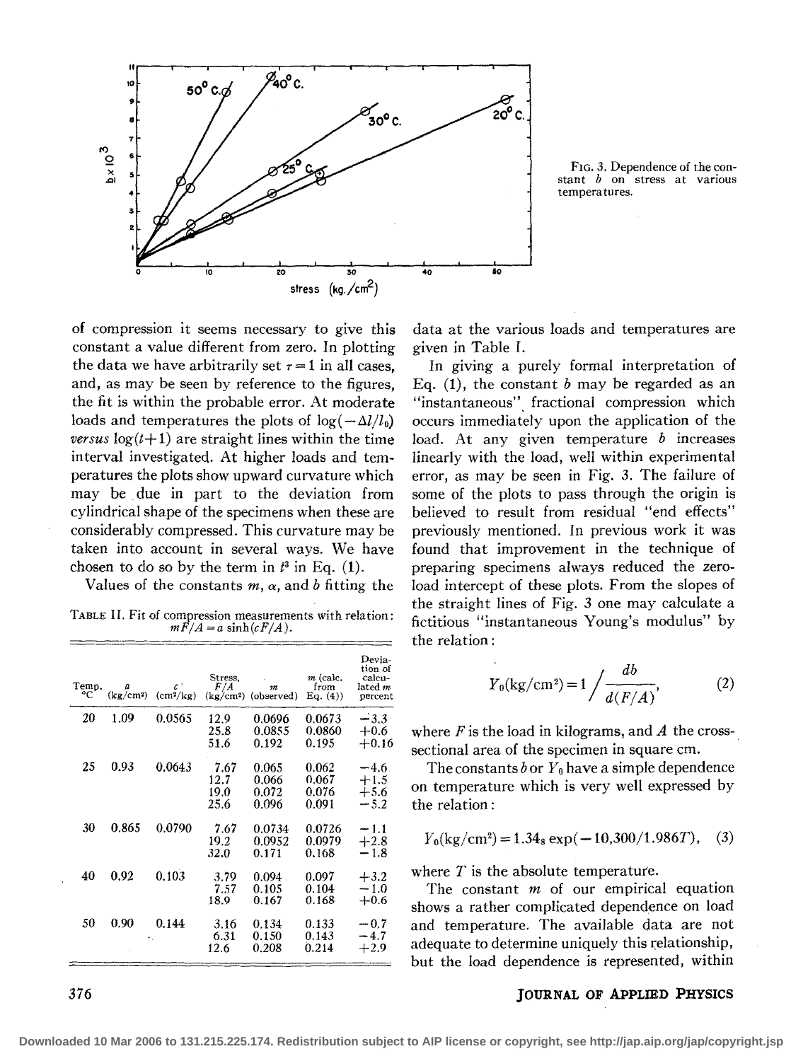Fig. 3. Dependence of the constant $b$ on stress at various temperatures.

of compression it seems necessary to give this constant a value different from zero. In plotting the data we have arbitrarily set $\tau = 1$ in all cases, and, as may be seen by reference to the figures, the fit is within the probable error. At moderate loads and temperatures the plots of $\log(-\Delta l/l_0)$ *versus* $\log(t+1)$ are straight lines within the time interval investigated. At higher loads and temperatures the plots show upward curvature which may be due in part to the deviation from cylindrical shape of the specimens when these are considerably compressed. This curvature may be taken into account in several ways. We have chosen to do so by the term in $t^3$ in Eq. (1).

Values of the constants $m$, $\alpha$, and $b$ fitting the data at the various loads and temperatures are given in Table I.

TABLE II. Fit of compression measurements with relation: $mF/A = a \sinh(cF/A)$.

| Temp. °C | $a$ (kg/cm²) | $c$ (cm²/kg) | Stress, $F/A$ (kg/cm²) | $m$ (observed) | $m$ (calc. from Eq. (4)) | Deviation of calculated $m$ percent |
|---|---|---|---|---|---|---|
| 20 | 1.09 | 0.0565 | 12.9 | 0.0696 | 0.0673 | −3.3 |
| | | | 25.8 | 0.0855 | 0.0860 | +0.6 |
| | | | 51.6 | 0.192 | 0.195 | +0.16 |
| 25 | 0.93 | 0.0643 | 7.67 | 0.065 | 0.062 | −4.6 |
| | | | 12.7 | 0.066 | 0.067 | +1.5 |
| | | | 19.0 | 0.072 | 0.076 | +5.6 |
| | | | 25.6 | 0.096 | 0.091 | −5.2 |
| 30 | 0.865 | 0.0790 | 7.67 | 0.0734 | 0.0726 | −1.1 |
| | | | 19.2 | 0.0952 | 0.0979 | +2.8 |
| | | | 32.0 | 0.171 | 0.168 | −1.8 |
| 40 | 0.92 | 0.103 | 3.79 | 0.094 | 0.097 | +3.2 |
| | | | 7.57 | 0.105 | 0.104 | −1.0 |
| | | | 18.9 | 0.167 | 0.168 | +0.6 |
| 50 | 0.90 | 0.144 | 3.16 | 0.134 | 0.133 | −0.7 |
| | | | 6.31 | 0.150 | 0.143 | −4.7 |
| | | | 12.6 | 0.208 | 0.214 | +2.9 |

In giving a purely formal interpretation of Eq. (1), the constant $b$ may be regarded as an "instantaneous" fractional compression which occurs immediately upon the application of the load. At any given temperature $b$ increases linearly with the load, well within experimental error, as may be seen in Fig. 3. The failure of some of the plots to pass through the origin is believed to result from residual "end effects" previously mentioned. In previous work it was found that improvement in the technique of preparing specimens always reduced the zero-load intercept of these plots. From the slopes of the straight lines of Fig. 3 one may calculate a fictitious "instantaneous Young's modulus" by the relation:

$$Y_0(\text{kg/cm}^2) = 1 \bigg/ \frac{db}{d(F/A)}, \tag{2}$$

where $F$ is the load in kilograms, and $A$ the cross-sectional area of the specimen in square cm.

The constants $b$ or $Y_0$ have a simple dependence on temperature which is very well expressed by the relation:

$$Y_0(\text{kg/cm}^2) = 1.34_8 \exp(-10{,}300/1.986T), \tag{3}$$

where $T$ is the absolute temperature.

The constant $m$ of our empirical equation shows a rather complicated dependence on load and temperature. The available data are not adequate to determine uniquely this relationship, but the load dependence is represented, within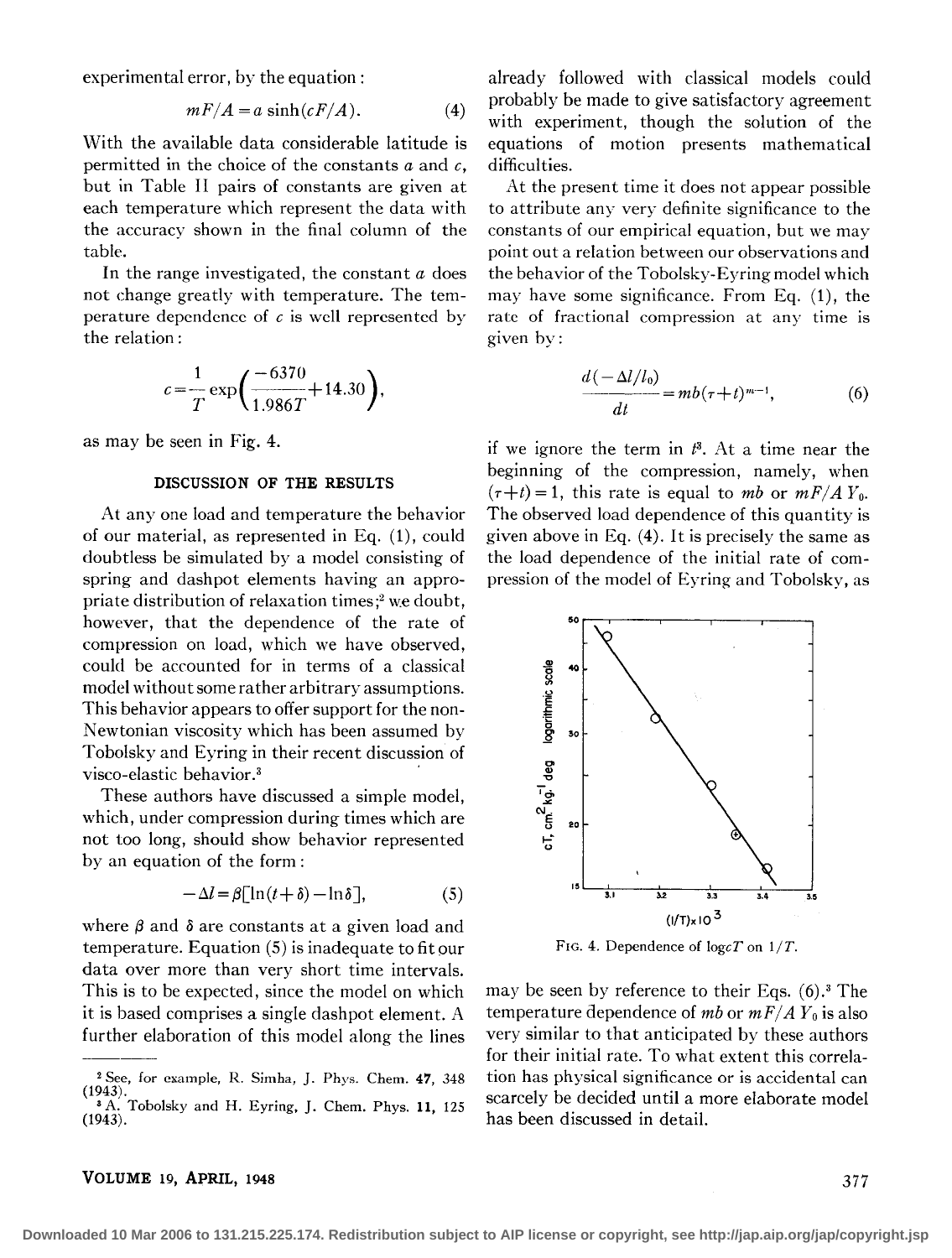experimental error, by the equation:

$$mF/A = a \sinh(cF/A). \tag{4}$$

With the available data considerable latitude is permitted in the choice of the constants $a$ and $c$, but in Table II pairs of constants are given at each temperature which represent the data with the accuracy shown in the final column of the table.

In the range investigated, the constant $a$ does not change greatly with temperature. The temperature dependence of $c$ is well represented by the relation:

$$c = \frac{1}{T} \exp\left(\frac{-6370}{1.986T} + 14.30\right),$$

as may be seen in Fig. 4.

## DISCUSSION OF THE RESULTS

At any one load and temperature the behavior of our material, as represented in Eq. (1), could doubtless be simulated by a model consisting of spring and dashpot elements having an appropriate distribution of relaxation times;[2] we doubt, however, that the dependence of the rate of compression on load, which we have observed, could be accounted for in terms of a classical model without some rather arbitrary assumptions. This behavior appears to offer support for the non-Newtonian viscosity which has been assumed by Tobolsky and Eyring in their recent discussion of visco-elastic behavior.[3]

These authors have discussed a simple model, which, under compression during times which are not too long, should show behavior represented by an equation of the form:

$$-\Delta l = \beta[\ln(t+\delta) - \ln\delta], \tag{5}$$

where $\beta$ and $\delta$ are constants at a given load and temperature. Equation (5) is inadequate to fit our data over more than very short time intervals. This is to be expected, since the model on which it is based comprises a single dashpot element. A further elaboration of this model along the lines already followed with classical models could probably be made to give satisfactory agreement with experiment, though the solution of the equations of motion presents mathematical difficulties.

At the present time it does not appear possible to attribute any very definite significance to the constants of our empirical equation, but we may point out a relation between our observations and the behavior of the Tobolsky-Eyring model which may have some significance. From Eq. (1), the rate of fractional compression at any time is given by:

$$\frac{d(-\Delta l/l_0)}{dt} = mb(\tau + t)^{m-1}, \tag{6}$$

if we ignore the term in $t^3$. At a time near the beginning of the compression, namely, when $(\tau + t) = 1$, this rate is equal to $mb$ or $mF/AY_0$. The observed load dependence of this quantity is given above in Eq. (4). It is precisely the same as the load dependence of the initial rate of compression of the model of Eyring and Tobolsky, as may be seen by reference to their Eqs. (6).[3] The temperature dependence of $mb$ or $mF/AY_0$ is also very similar to that anticipated by these authors for their initial rate. To what extent this correlation has physical significance or is accidental can scarcely be decided until a more elaborate model has been discussed in detail.

cT, cm² kg⁻¹ deg logarithmic scale
50
40
30
20
15
3.1
3.2
3.3
3.4
3.5
(1/T)×10³

FIG. 4. Dependence of log$cT$ on $1/T$.

[2] See, for example, R. Simha, J. Phys. Chem. 47, 348 (1943).

[3] A. Tobolsky and H. Eyring, J. Chem. Phys. 11, 125 (1943).